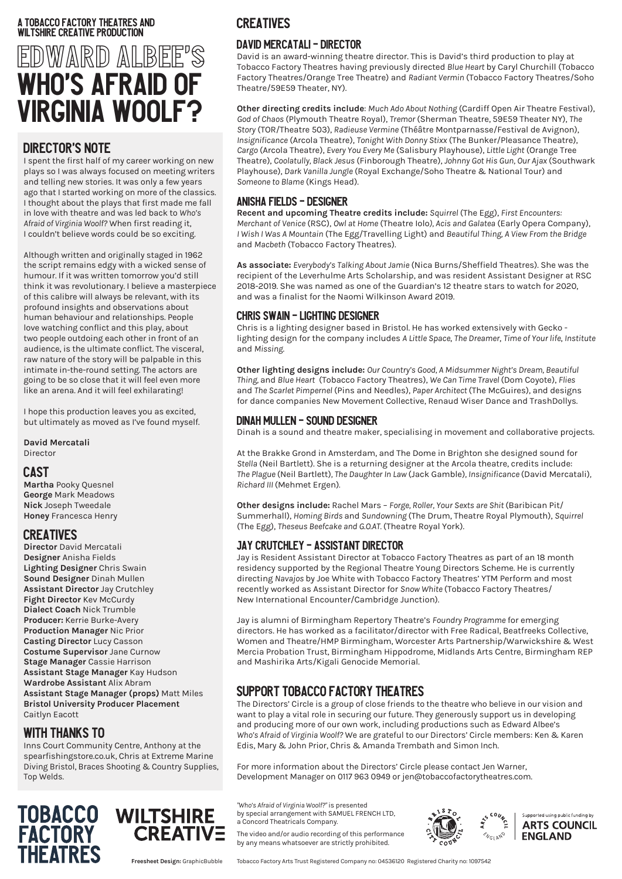A TOBACCO FACTORY THEATRES AND WILTSHIRE CREATIVE PRODUCTION

# EDWARD ALBEE'S WHO'S AFRAID OF VIRGINIA WOOLF?

## DIRECTOR'S NOTE

I spent the first half of my career working on new plays so I was always focused on meeting writers and telling new stories. It was only a few years ago that I started working on more of the classics. I thought about the plays that first made me fall in love with theatre and was led back to *Who's Afraid of Virginia Woolf?* When first reading it, I couldn't believe words could be so exciting.

Although written and originally staged in 1962 the script remains edgy with a wicked sense of humour. If it was written tomorrow you'd still think it was revolutionary. I believe a masterpiece of this calibre will always be relevant, with its profound insights and observations about human behaviour and relationships. People love watching conflict and this play, about two people outdoing each other in front of an audience, is the ultimate conflict. The visceral, raw nature of the story will be palpable in this intimate in-the-round setting. The actors are going to be so close that it will feel even more like an arena. And it will feel exhilarating!

I hope this production leaves you as excited, but ultimately as moved as I've found myself.

**David Mercatali**
Director

## CAST

**Martha** Pooky Quesnel
**George** Mark Meadows
**Nick** Joseph Tweedale
**Honey** Francesca Henry

## CREATIVES

**Director** David Mercatali
**Designer** Anisha Fields
**Lighting Designer** Chris Swain
**Sound Designer** Dinah Mullen
**Assistant Director** Jay Crutchley
**Fight Director** Kev McCurdy
**Dialect Coach** Nick Trumble
**Producer:** Kerrie Burke-Avery
**Production Manager** Nic Prior
**Casting Director** Lucy Casson
**Costume Supervisor** Jane Curnow
**Stage Manager** Cassie Harrison
**Assistant Stage Manager** Kay Hudson
**Wardrobe Assistant** Alix Abram
**Assistant Stage Manager (props)** Matt Miles
**Bristol University Producer Placement** Caitlyn Eacott

## WITH THANKS TO

Inns Court Community Centre, Anthony at the spearfishingstore.co.uk, Chris at Extreme Marine Diving Bristol, Braces Shooting & Country Supplies, Top Welds.

## CREATIVES

### DAVID MERCATALI – DIRECTOR

David is an award-winning theatre director. This is David's third production to play at Tobacco Factory Theatres having previously directed *Blue Heart* by Caryl Churchill (Tobacco Factory Theatres/Orange Tree Theatre) and *Radiant Vermin* (Tobacco Factory Theatres/Soho Theatre/59E59 Theater, NY).

**Other directing credits include**: *Much Ado About Nothing* (Cardiff Open Air Theatre Festival), *God of Chaos* (Plymouth Theatre Royal), *Tremor* (Sherman Theatre, 59E59 Theater NY), *The Story* (TOR/Theatre 503), *Radieuse Vermine* (Théâtre Montparnasse/Festival de Avignon), *Insignificance* (Arcola Theatre), *Tonight With Donny Stixx* (The Bunker/Pleasance Theatre), *Cargo* (Arcola Theatre), *Every You Every Me* (Salisbury Playhouse), *Little Light* (Orange Tree Theatre), *Coolatully*, *Black Jesus* (Finborough Theatre), *Johnny Got His Gun*, *Our Ajax* (Southwark Playhouse), *Dark Vanilla Jungle* (Royal Exchange/Soho Theatre & National Tour) and *Someone to Blame* (Kings Head).

### ANISHA FIELDS – DESIGNER

**Recent and upcoming Theatre credits include:** *Squirrel* (The Egg), *First Encounters: Merchant of Venice* (RSC), *Owl at Home* (Theatre Iolo), *Acis and Galatea* (Early Opera Company), *I Wish I Was A Mountain* (The Egg/Travelling Light) and *Beautiful Thing, A View From the Bridge* and *Macbeth* (Tobacco Factory Theatres).

**As associate:** *Everybody's Talking About Jamie* (Nica Burns/Sheffield Theatres). She was the recipient of the Leverhulme Arts Scholarship, and was resident Assistant Designer at RSC 2018-2019. She was named as one of the Guardian's 12 theatre stars to watch for 2020, and was a finalist for the Naomi Wilkinson Award 2019.

### CHRIS SWAIN – LIGHTING DESIGNER

Chris is a lighting designer based in Bristol. He has worked extensively with Gecko - lighting design for the company includes *A Little Space*, *The Dreamer*, *Time of Your life*, *Institute* and *Missing*.

**Other lighting designs include:** *Our Country's Good*, *A Midsummer Night's Dream*, *Beautiful Thing*, and *Blue Heart* (Tobacco Factory Theatres), *We Can Time Travel* (Dom Coyote), *Flies* and *The Scarlet Pimpernel* (Pins and Needles), *Paper Architect* (The McGuires), and designs for dance companies New Movement Collective, Renaud Wiser Dance and TrashDollys.

### DINAH MULLEN – SOUND DESIGNER

Dinah is a sound and theatre maker, specialising in movement and collaborative projects.

At the Brakke Grond in Amsterdam, and The Dome in Brighton she designed sound for *Stella* (Neil Bartlett). She is a returning designer at the Arcola theatre, credits include: *The Plague* (Neil Bartlett), *The Daughter In Law* (Jack Gamble), *Insignificance* (David Mercatali), *Richard III* (Mehmet Ergen).

**Other designs include:** Rachel Mars – *Forge*, *Roller*, *Your Sexts are Shit* (Baribican Pit/ Summerhall), *Homing Birds* and *Sundowning* (The Drum, Theatre Royal Plymouth), *Squirrel* (The Egg), *Theseus Beefcake and G.O.AT.* (Theatre Royal York).

### JAY CRUTCHLEY – ASSISTANT DIRECTOR

Jay is Resident Assistant Director at Tobacco Factory Theatres as part of an 18 month residency supported by the Regional Theatre Young Directors Scheme. He is currently directing *Navajos* by Joe White with Tobacco Factory Theatres' YTM Perform and most recently worked as Assistant Director for *Snow White* (Tobacco Factory Theatres/ New International Encounter/Cambridge Junction).

Jay is alumni of Birmingham Repertory Theatre's *Foundry Programme* for emerging directors. He has worked as a facilitator/director with Free Radical, Beatfreeks Collective, Women and Theatre/HMP Birmingham, Worcester Arts Partnership/Warwickshire & West Mercia Probation Trust, Birmingham Hippodrome, Midlands Arts Centre, Birmingham REP and Mashirika Arts/Kigali Genocide Memorial.

## SUPPORT TOBACCO FACTORY THEATRES

The Directors' Circle is a group of close friends to the theatre who believe in our vision and want to play a vital role in securing our future. They generously support us in developing and producing more of our own work, including productions such as Edward Albee's *Who's Afraid of Virginia Woolf?* We are grateful to our Directors' Circle members: Ken & Karen Edis, Mary & John Prior, Chris & Amanda Trembath and Simon Inch.

For more information about the Directors' Circle please contact Jen Warner, Development Manager on 0117 963 0949 or jen@tobaccofactorytheatres.com.

TOBACCO FACTORY THEATRES WILTSHIRE CREATIVE

*"Who's Afraid of Virginia Woolf?"* is presented by special arrangement with SAMUEL FRENCH LTD, a Concord Theatricals Company.

The video and/or audio recording of this performance by any means whatsoever are strictly prohibited.

Supported using public funding by ARTS COUNCIL ENGLAND

**Freesheet Design:** GraphicBubble

Tobacco Factory Arts Trust Registered Company no: 04536120 Registered Charity no: 1097542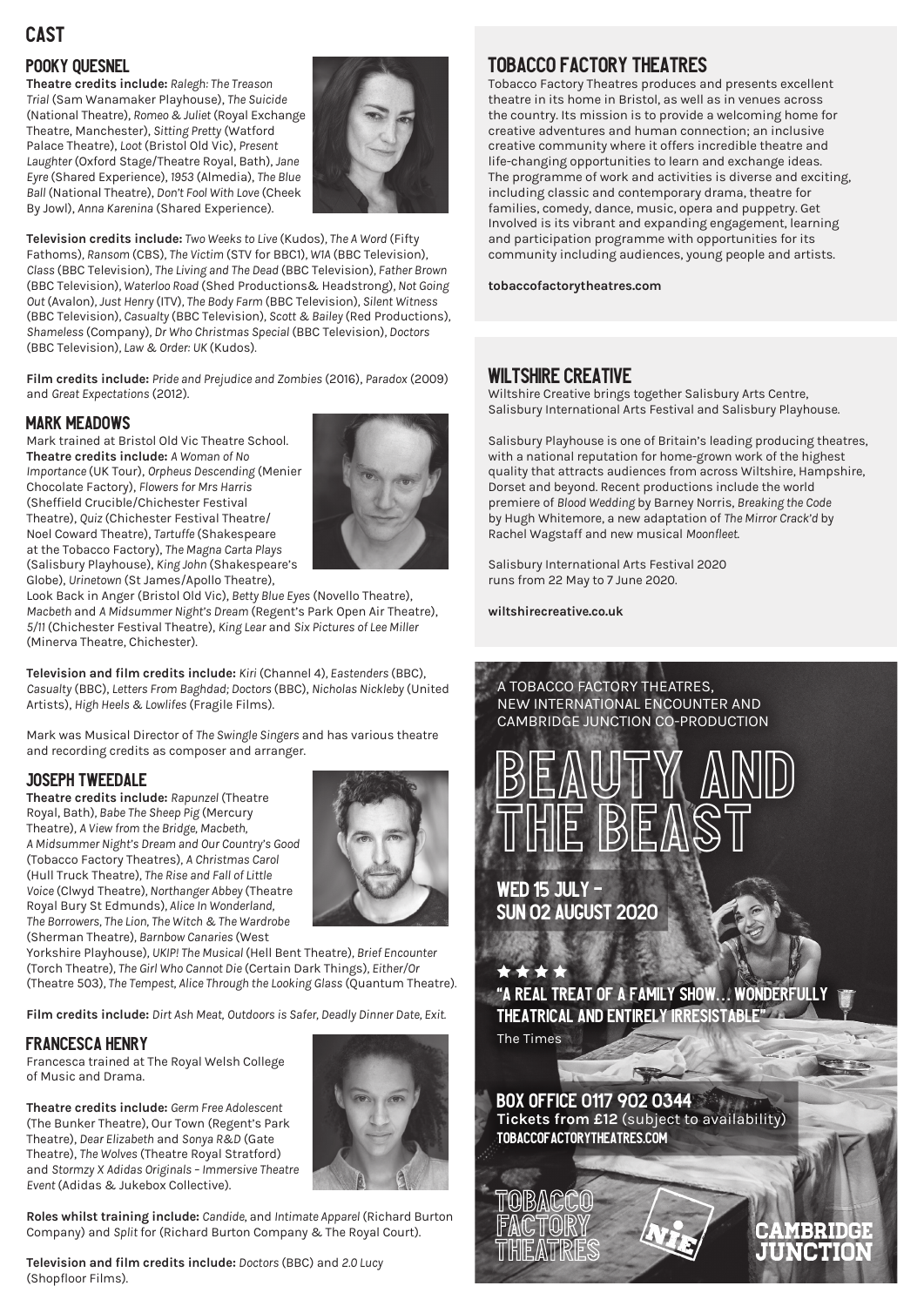# CAST

## POOKY QUESNEL

**Theatre credits include:** *Ralegh: The Treason Trial* (Sam Wanamaker Playhouse), *The Suicide* (National Theatre), *Romeo & Juliet* (Royal Exchange Theatre, Manchester), *Sitting Pretty* (Watford Palace Theatre), *Loot* (Bristol Old Vic), *Present Laughter* (Oxford Stage/Theatre Royal, Bath), *Jane Eyre* (Shared Experience), *1953* (Almedia), *The Blue Ball* (National Theatre), *Don't Fool With Love* (Cheek By Jowl), *Anna Karenina* (Shared Experience).

**Television credits include:** *Two Weeks to Live* (Kudos), *The A Word* (Fifty Fathoms), *Ransom* (CBS), *The Victim* (STV for BBC1), *W1A* (BBC Television), *Class* (BBC Television), *The Living and The Dead* (BBC Television), *Father Brown* (BBC Television), *Waterloo Road* (Shed Productions& Headstrong), *Not Going Out* (Avalon), *Just Henry* (ITV), *The Body Farm* (BBC Television), *Silent Witness* (BBC Television), *Casualty* (BBC Television), *Scott & Bailey* (Red Productions), *Shameless* (Company), *Dr Who Christmas Special* (BBC Television), *Doctors* (BBC Television), *Law & Order: UK* (Kudos).

**Film credits include:** *Pride and Prejudice and Zombies* (2016), *Paradox* (2009) and *Great Expectations* (2012).

## MARK MEADOWS

Mark trained at Bristol Old Vic Theatre School.
**Theatre credits include:** *A Woman of No Importance* (UK Tour), *Orpheus Descending* (Menier Chocolate Factory), *Flowers for Mrs Harris* (Sheffield Crucible/Chichester Festival Theatre), *Quiz* (Chichester Festival Theatre/ Noel Coward Theatre), *Tartuffe* (Shakespeare at the Tobacco Factory), *The Magna Carta Plays* (Salisbury Playhouse), *King John* (Shakespeare's Globe), *Urinetown* (St James/Apollo Theatre), Look Back in Anger (Bristol Old Vic), *Betty Blue Eyes* (Novello Theatre), *Macbeth* and *A Midsummer Night's Dream* (Regent's Park Open Air Theatre), *5/11* (Chichester Festival Theatre), *King Lear* and *Six Pictures of Lee Miller* (Minerva Theatre, Chichester).

**Television and film credits include:** *Kiri* (Channel 4), *Eastenders* (BBC), *Casualty* (BBC), *Letters From Baghdad; Doctors* (BBC), *Nicholas Nickleby* (United Artists), *High Heels & Lowlifes* (Fragile Films).

Mark was Musical Director of *The Swingle Singers* and has various theatre and recording credits as composer and arranger.

## JOSEPH TWEEDALE

**Theatre credits include:** *Rapunzel* (Theatre Royal, Bath), *Babe The Sheep Pig* (Mercury Theatre), *A View from the Bridge, Macbeth, A Midsummer Night's Dream and Our Country's Good* (Tobacco Factory Theatres), *A Christmas Carol* (Hull Truck Theatre), *The Rise and Fall of Little Voice* (Clwyd Theatre), *Northanger Abbey* (Theatre Royal Bury St Edmunds), *Alice In Wonderland, The Borrowers, The Lion, The Witch & The Wardrobe* (Sherman Theatre), *Barnbow Canaries* (West Yorkshire Playhouse), *UKIP! The Musical* (Hell Bent Theatre), *Brief Encounter* (Torch Theatre), *The Girl Who Cannot Die* (Certain Dark Things), *Either/Or* (Theatre 503), *The Tempest, Alice Through the Looking Glass* (Quantum Theatre).

**Film credits include:** *Dirt Ash Meat, Outdoors is Safer, Deadly Dinner Date, Exit.*

## FRANCESCA HENRY

Francesca trained at The Royal Welsh College of Music and Drama.

**Theatre credits include:** *Germ Free Adolescent* (The Bunker Theatre), Our Town (Regent's Park Theatre), *Dear Elizabeth* and *Sonya R&D* (Gate Theatre), *The Wolves* (Theatre Royal Stratford) and *Stormzy X Adidas Originals – Immersive Theatre Event* (Adidas & Jukebox Collective).

**Roles whilst training include:** *Candide*, and *Intimate Apparel* (Richard Burton Company) and *Split* for (Richard Burton Company & The Royal Court).

**Television and film credits include:** *Doctors* (BBC) and *2.0 Lucy* (Shopfloor Films).

## TOBACCO FACTORY THEATRES

Tobacco Factory Theatres produces and presents excellent theatre in its home in Bristol, as well as in venues across the country. Its mission is to provide a welcoming home for creative adventures and human connection; an inclusive creative community where it offers incredible theatre and life-changing opportunities to learn and exchange ideas. The programme of work and activities is diverse and exciting, including classic and contemporary drama, theatre for families, comedy, dance, music, opera and puppetry. Get Involved is its vibrant and expanding engagement, learning and participation programme with opportunities for its community including audiences, young people and artists.

**tobaccofactorytheatres.com**

## WILTSHIRE CREATIVE

Wiltshire Creative brings together Salisbury Arts Centre, Salisbury International Arts Festival and Salisbury Playhouse.

Salisbury Playhouse is one of Britain's leading producing theatres, with a national reputation for home-grown work of the highest quality that attracts audiences from across Wiltshire, Hampshire, Dorset and beyond. Recent productions include the world premiere of *Blood Wedding* by Barney Norris, *Breaking the Code* by Hugh Whitemore, a new adaptation of *The Mirror Crack'd* by Rachel Wagstaff and new musical *Moonfleet.*

Salisbury International Arts Festival 2020 runs from 22 May to 7 June 2020.

**wiltshirecreative.co.uk**

A TOBACCO FACTORY THEATRES, NEW INTERNATIONAL ENCOUNTER AND CAMBRIDGE JUNCTION CO-PRODUCTION

# BEAUTY AND THE BEAST

**WED 15 JULY – SUN 02 AUGUST 2020**

★★★★

**"A REAL TREAT OF A FAMILY SHOW… WONDERFULLY THEATRICAL AND ENTIRELY IRRESISTABLE"**

The Times

**BOX OFFICE 0117 902 0344**
**Tickets from £12** (subject to availability)
**TOBACCOFACTORYTHEATRES.COM**

TOBACCO FACTORY THEATRES | NIE | CAMBRIDGE JUNCTION